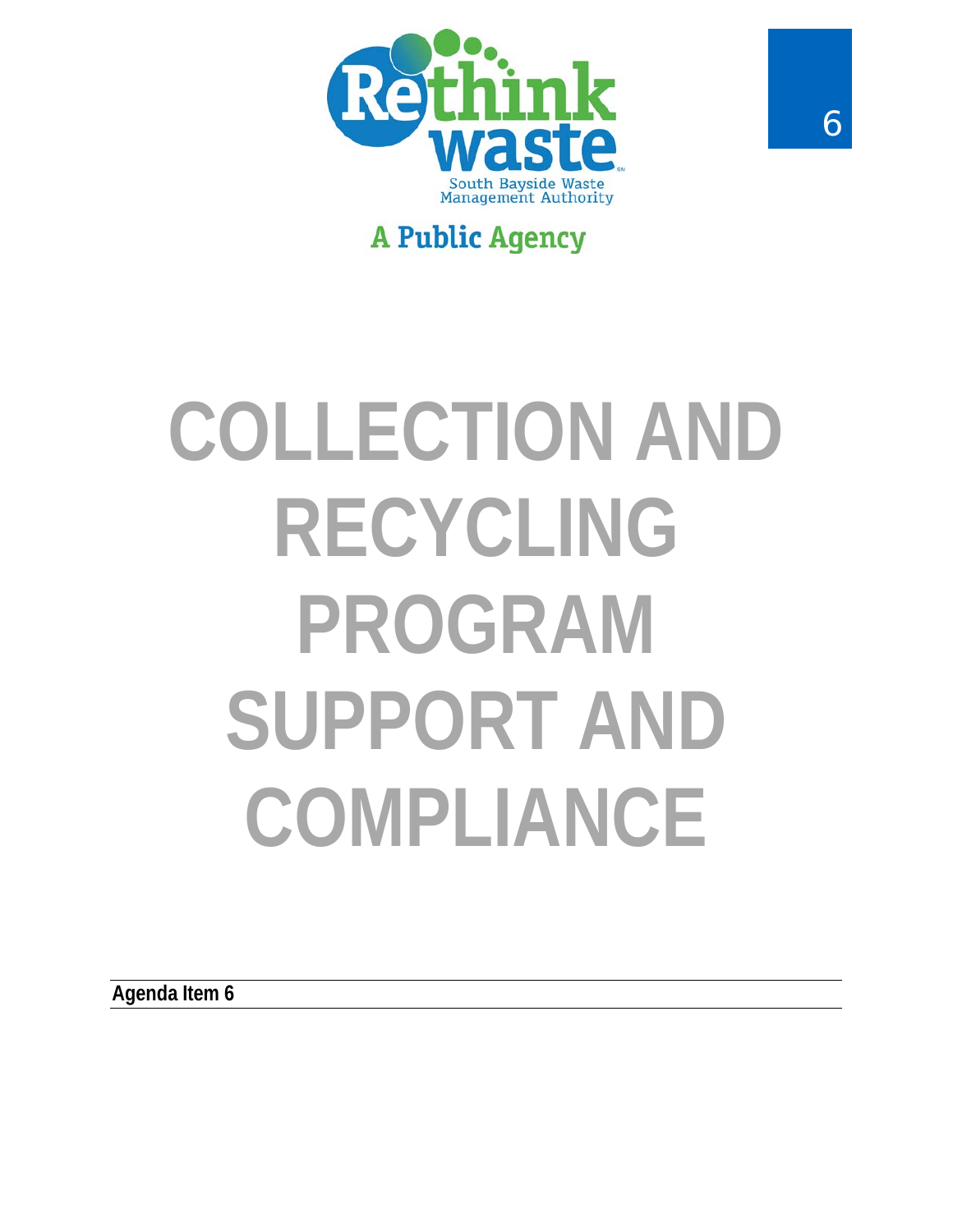Rethink waste

South Bayside Waste Management Authority

A Public Agency

# COLLECTION AND RECYCLING PROGRAM SUPPORT AND COMPLIANCE

**Agenda Item 6**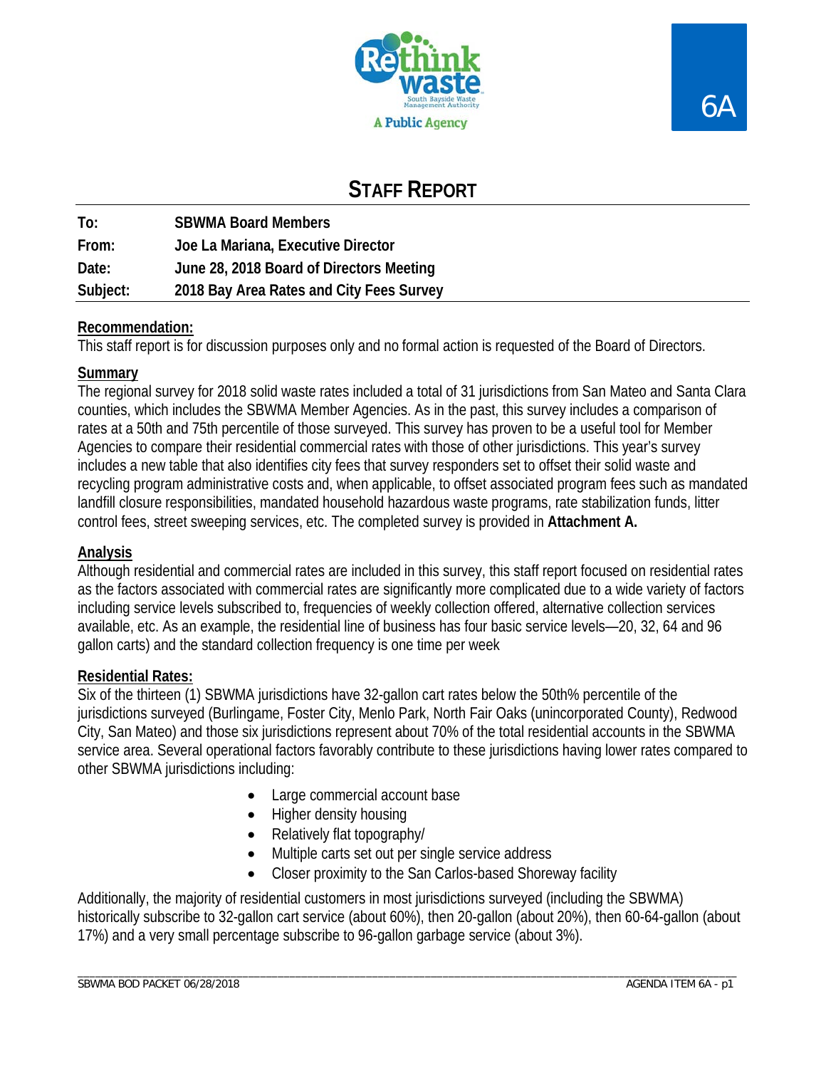6A

# STAFF REPORT

**To:** SBWMA Board Members
**From:** Joe La Mariana, Executive Director
**Date:** June 28, 2018 Board of Directors Meeting
**Subject:** 2018 Bay Area Rates and City Fees Survey

**Recommendation:**
This staff report is for discussion purposes only and no formal action is requested of the Board of Directors.

**Summary**
The regional survey for 2018 solid waste rates included a total of 31 jurisdictions from San Mateo and Santa Clara counties, which includes the SBWMA Member Agencies. As in the past, this survey includes a comparison of rates at a 50th and 75th percentile of those surveyed. This survey has proven to be a useful tool for Member Agencies to compare their residential commercial rates with those of other jurisdictions. This year's survey includes a new table that also identifies city fees that survey responders set to offset their solid waste and recycling program administrative costs and, when applicable, to offset associated program fees such as mandated landfill closure responsibilities, mandated household hazardous waste programs, rate stabilization funds, litter control fees, street sweeping services, etc. The completed survey is provided in **Attachment A.**

**Analysis**
Although residential and commercial rates are included in this survey, this staff report focused on residential rates as the factors associated with commercial rates are significantly more complicated due to a wide variety of factors including service levels subscribed to, frequencies of weekly collection offered, alternative collection services available, etc. As an example, the residential line of business has four basic service levels—20, 32, 64 and 96 gallon carts) and the standard collection frequency is one time per week

**Residential Rates:**
Six of the thirteen (1) SBWMA jurisdictions have 32-gallon cart rates below the 50th% percentile of the jurisdictions surveyed (Burlingame, Foster City, Menlo Park, North Fair Oaks (unincorporated County), Redwood City, San Mateo) and those six jurisdictions represent about 70% of the total residential accounts in the SBWMA service area. Several operational factors favorably contribute to these jurisdictions having lower rates compared to other SBWMA jurisdictions including:

- Large commercial account base
- Higher density housing
- Relatively flat topography/
- Multiple carts set out per single service address
- Closer proximity to the San Carlos-based Shoreway facility

Additionally, the majority of residential customers in most jurisdictions surveyed (including the SBWMA) historically subscribe to 32-gallon cart service (about 60%), then 20-gallon (about 20%), then 60-64-gallon (about 17%) and a very small percentage subscribe to 96-gallon garbage service (about 3%).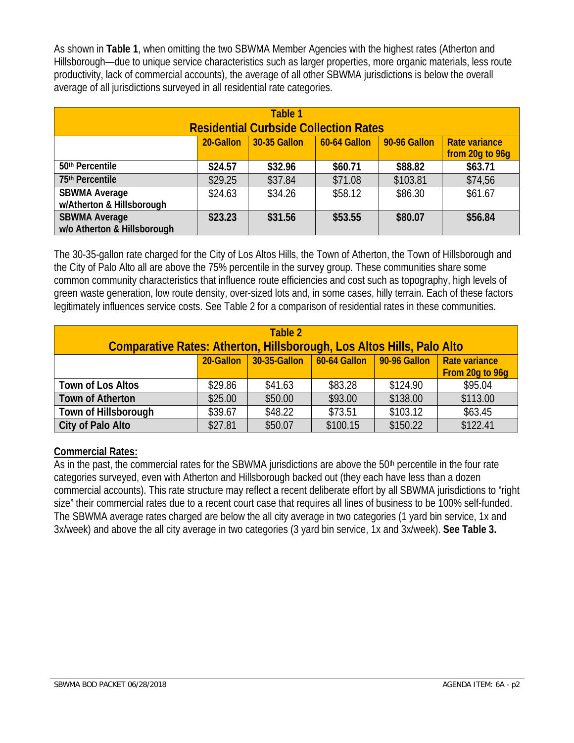As shown in **Table 1**, when omitting the two SBWMA Member Agencies with the highest rates (Atherton and Hillsborough—due to unique service characteristics such as larger properties, more organic materials, less route productivity, lack of commercial accounts), the average of all other SBWMA jurisdictions is below the overall average of all jurisdictions surveyed in all residential rate categories.

| Table 1<br>Residential Curbside Collection Rates | | | | | |
|---|---|---|---|---|---|
| | **20-Gallon** | **30-35 Gallon** | **60-64 Gallon** | **90-96 Gallon** | **Rate variance from 20g to 96g** |
| **50th Percentile** | **$24.57** | **$32.96** | **$60.71** | **$88.82** | **$63.71** |
| **75th Percentile** | $29.25 | $37.84 | $71.08 | $103.81 | $74,56 |
| **SBWMA Average w/Atherton & Hillsborough** | $24.63 | $34.26 | $58.12 | $86.30 | $61.67 |
| **SBWMA Average w/o Atherton & Hillsborough** | **$23.23** | **$31.56** | **$53.55** | **$80.07** | **$56.84** |

The 30-35-gallon rate charged for the City of Los Altos Hills, the Town of Atherton, the Town of Hillsborough and the City of Palo Alto all are above the 75% percentile in the survey group. These communities share some common community characteristics that influence route efficiencies and cost such as topography, high levels of green waste generation, low route density, over-sized lots and, in some cases, hilly terrain. Each of these factors legitimately influences service costs. See Table 2 for a comparison of residential rates in these communities.

| Table 2<br>Comparative Rates: Atherton, Hillsborough, Los Altos Hills, Palo Alto | | | | | |
|---|---|---|---|---|---|
| | **20-Gallon** | **30-35-Gallon** | **60-64 Gallon** | **90-96 Gallon** | **Rate variance From 20g to 96g** |
| **Town of Los Altos** | $29.86 | $41.63 | $83.28 | $124.90 | $95.04 |
| **Town of Atherton** | $25.00 | $50.00 | $93.00 | $138.00 | $113.00 |
| **Town of Hillsborough** | $39.67 | $48.22 | $73.51 | $103.12 | $63.45 |
| **City of Palo Alto** | $27.81 | $50.07 | $100.15 | $150.22 | $122.41 |

**Commercial Rates:**

As in the past, the commercial rates for the SBWMA jurisdictions are above the 50th percentile in the four rate categories surveyed, even with Atherton and Hillsborough backed out (they each have less than a dozen commercial accounts). This rate structure may reflect a recent deliberate effort by all SBWMA jurisdictions to "right size" their commercial rates due to a recent court case that requires all lines of business to be 100% self-funded. The SBWMA average rates charged are below the all city average in two categories (1 yard bin service, 1x and 3x/week) and above the all city average in two categories (3 yard bin service, 1x and 3x/week). **See Table 3.**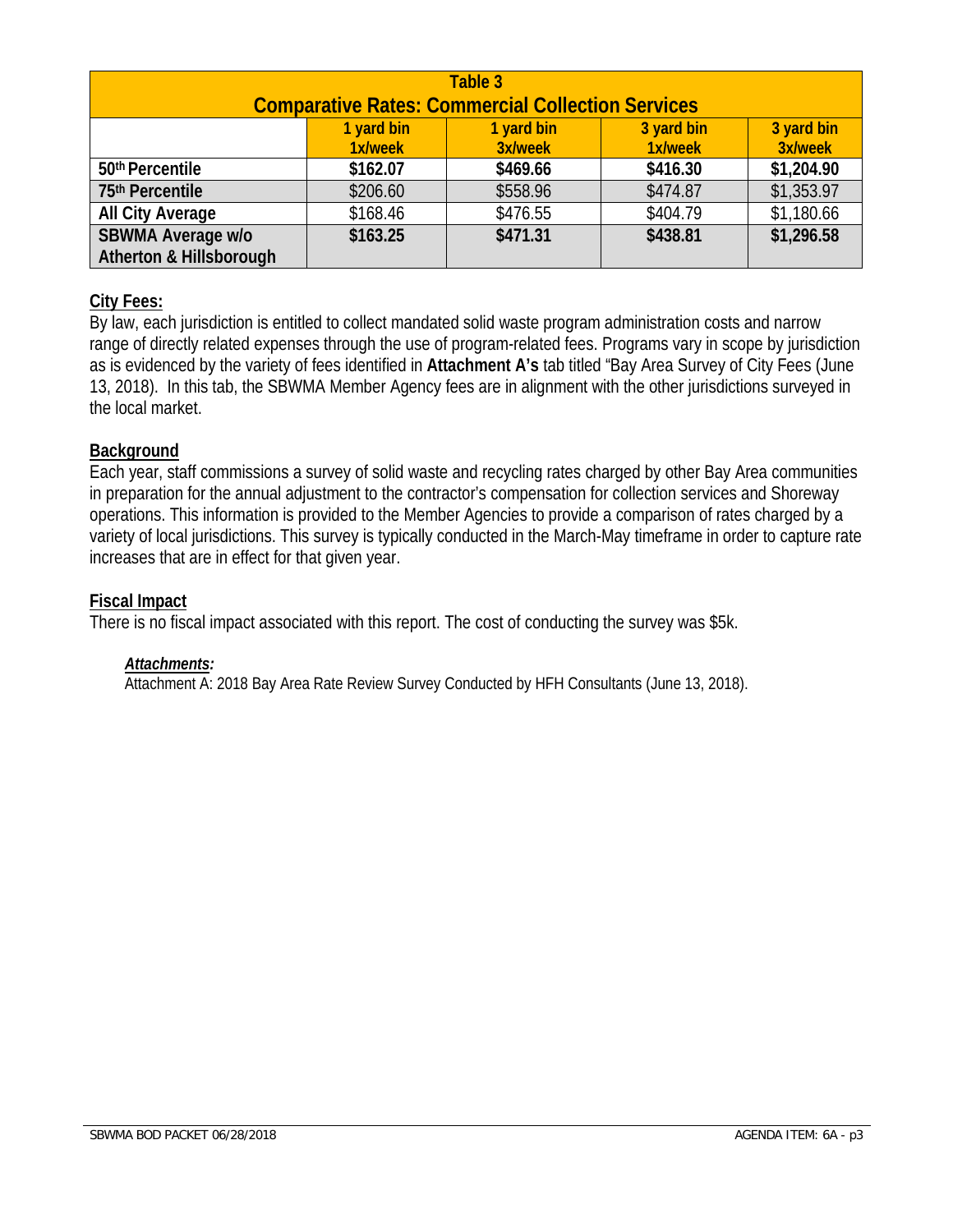| Table 3 Comparative Rates: Commercial Collection Services | | | | |
|---|---|---|---|---|
| | 1 yard bin 1x/week | 1 yard bin 3x/week | 3 yard bin 1x/week | 3 yard bin 3x/week |
| 50th Percentile | $162.07 | $469.66 | $416.30 | $1,204.90 |
| 75th Percentile | $206.60 | $558.96 | $474.87 | $1,353.97 |
| All City Average | $168.46 | $476.55 | $404.79 | $1,180.66 |
| SBWMA Average w/o Atherton & Hillsborough | $163.25 | $471.31 | $438.81 | $1,296.58 |

## City Fees:

By law, each jurisdiction is entitled to collect mandated solid waste program administration costs and narrow range of directly related expenses through the use of program-related fees. Programs vary in scope by jurisdiction as is evidenced by the variety of fees identified in **Attachment A's** tab titled "Bay Area Survey of City Fees (June 13, 2018). In this tab, the SBWMA Member Agency fees are in alignment with the other jurisdictions surveyed in the local market.

## Background

Each year, staff commissions a survey of solid waste and recycling rates charged by other Bay Area communities in preparation for the annual adjustment to the contractor's compensation for collection services and Shoreway operations. This information is provided to the Member Agencies to provide a comparison of rates charged by a variety of local jurisdictions. This survey is typically conducted in the March-May timeframe in order to capture rate increases that are in effect for that given year.

## Fiscal Impact

There is no fiscal impact associated with this report. The cost of conducting the survey was $5k.

***Attachments:***

Attachment A: 2018 Bay Area Rate Review Survey Conducted by HFH Consultants (June 13, 2018).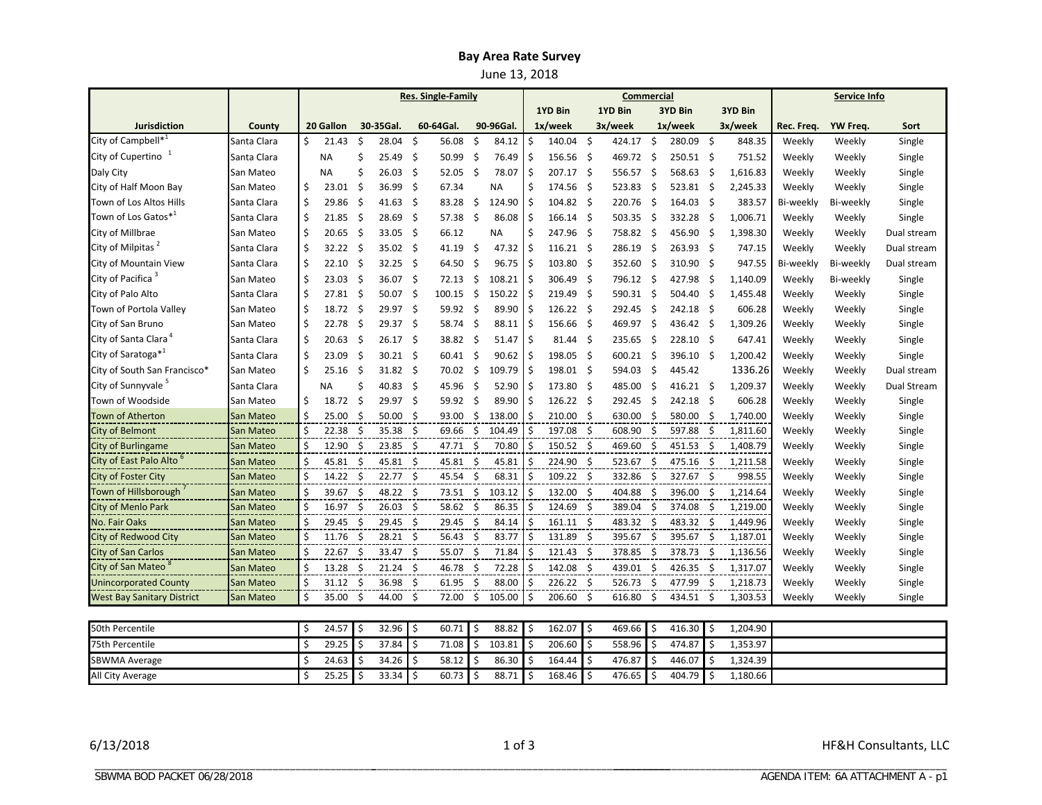# Bay Area Rate Survey

June 13, 2018

| Jurisdiction | County | Res. Single-Family | | | | Commercial | | | | Service Info | | |
|---|---|---|---|---|---|---|---|---|---|---|---|---|
| | | 20 Gallon | 30-35Gal. | 60-64Gal. | 90-96Gal. | 1YD Bin 1x/week | 1YD Bin 3x/week | 3YD Bin 1x/week | 3YD Bin 3x/week | Rec. Freq. | YW Freq. | Sort |
| City of Campbell*[1] | Santa Clara | $ 21.43 | $ 28.04 | $ 56.08 | $ 84.12 | $ 140.04 | $ 424.17 | $ 280.09 | $ 848.35 | Weekly | Weekly | Single |
| City of Cupertino [1] | Santa Clara | NA | $ 25.49 | $ 50.99 | $ 76.49 | $ 156.56 | $ 469.72 | $ 250.51 | $ 751.52 | Weekly | Weekly | Single |
| Daly City | San Mateo | NA | $ 26.03 | $ 52.05 | $ 78.07 | $ 207.17 | $ 556.57 | $ 568.63 | $ 1,616.83 | Weekly | Weekly | Single |
| City of Half Moon Bay | San Mateo | $ 23.01 | $ 36.99 | $ 67.34 | NA | $ 174.56 | $ 523.83 | $ 523.81 | $ 2,245.33 | Weekly | Weekly | Single |
| Town of Los Altos Hills | Santa Clara | $ 29.86 | $ 41.63 | $ 83.28 | $ 124.90 | $ 104.82 | $ 220.76 | $ 164.03 | $ 383.57 | Bi-weekly | Bi-weekly | Single |
| Town of Los Gatos*[1] | Santa Clara | $ 21.85 | $ 28.69 | $ 57.38 | $ 86.08 | $ 166.14 | $ 503.35 | $ 332.28 | $ 1,006.71 | Weekly | Weekly | Single |
| City of Millbrae | San Mateo | $ 20.65 | $ 33.05 | $ 66.12 | NA | $ 247.96 | $ 758.82 | $ 456.90 | $ 1,398.30 | Weekly | Weekly | Dual stream |
| City of Milpitas [2] | Santa Clara | $ 32.22 | $ 35.02 | $ 41.19 | $ 47.32 | $ 116.21 | $ 286.19 | $ 263.93 | $ 747.15 | Weekly | Weekly | Dual stream |
| City of Mountain View | Santa Clara | $ 22.10 | $ 32.25 | $ 64.50 | $ 96.75 | $ 103.80 | $ 352.60 | $ 310.90 | $ 947.55 | Bi-weekly | Bi-weekly | Dual stream |
| City of Pacifica [3] | San Mateo | $ 23.03 | $ 36.07 | $ 72.13 | $ 108.21 | $ 306.49 | $ 796.12 | $ 427.98 | $ 1,140.09 | Weekly | Bi-weekly | Single |
| City of Palo Alto | Santa Clara | $ 27.81 | $ 50.07 | $ 100.15 | $ 150.22 | $ 219.49 | $ 590.31 | $ 504.40 | $ 1,455.48 | Weekly | Weekly | Single |
| Town of Portola Valley | San Mateo | $ 18.72 | $ 29.97 | $ 59.92 | $ 89.90 | $ 126.22 | $ 292.45 | $ 242.18 | $ 606.28 | Weekly | Weekly | Single |
| City of San Bruno | San Mateo | $ 22.78 | $ 29.37 | $ 58.74 | $ 88.11 | $ 156.66 | $ 469.97 | $ 436.42 | $ 1,309.26 | Weekly | Weekly | Single |
| City of Santa Clara [4] | Santa Clara | $ 20.63 | $ 26.17 | $ 38.82 | $ 51.47 | $ 81.44 | $ 235.65 | $ 228.10 | $ 647.41 | Weekly | Weekly | Single |
| City of Saratoga*[1] | Santa Clara | $ 23.09 | $ 30.21 | $ 60.41 | $ 90.62 | $ 198.05 | $ 600.21 | $ 396.10 | $ 1,200.42 | Weekly | Weekly | Single |
| City of South San Francisco* | San Mateo | $ 25.16 | $ 31.82 | $ 70.02 | $ 109.79 | $ 198.01 | $ 594.03 | $ 445.42 | 1336.26 | Weekly | Weekly | Dual stream |
| City of Sunnyvale [5] | Santa Clara | NA | $ 40.83 | $ 45.96 | $ 52.90 | $ 173.80 | $ 485.00 | $ 416.21 | $ 1,209.37 | Weekly | Weekly | Dual Stream |
| Town of Woodside | San Mateo | $ 18.72 | $ 29.97 | $ 59.92 | $ 89.90 | $ 126.22 | $ 292.45 | $ 242.18 | $ 606.28 | Weekly | Weekly | Single |
| Town of Atherton | San Mateo | $ 25.00 | $ 50.00 | $ 93.00 | $ 138.00 | $ 210.00 | $ 630.00 | $ 580.00 | $ 1,740.00 | Weekly | Weekly | Single |
| City of Belmont | San Mateo | $ 22.38 | $ 35.38 | $ 69.66 | $ 104.49 | $ 197.08 | $ 608.90 | $ 597.88 | $ 1,811.60 | Weekly | Weekly | Single |
| City of Burlingame | San Mateo | $ 12.90 | $ 23.85 | $ 47.71 | $ 70.80 | $ 150.52 | $ 469.60 | $ 451.53 | $ 1,408.79 | Weekly | Weekly | Single |
| City of East Palo Alto [6] | San Mateo | $ 45.81 | $ 45.81 | $ 45.81 | $ 45.81 | $ 224.90 | $ 523.67 | $ 475.16 | $ 1,211.58 | Weekly | Weekly | Single |
| City of Foster City | San Mateo | $ 14.22 | $ 22.77 | $ 45.54 | $ 68.31 | $ 109.22 | $ 332.86 | $ 327.67 | $ 998.55 | Weekly | Weekly | Single |
| Town of Hillsborough [7] | San Mateo | $ 39.67 | $ 48.22 | $ 73.51 | $ 103.12 | $ 132.00 | $ 404.88 | $ 396.00 | $ 1,214.64 | Weekly | Weekly | Single |
| City of Menlo Park | San Mateo | $ 16.97 | $ 26.03 | $ 58.62 | $ 86.35 | $ 124.69 | $ 389.04 | $ 374.08 | $ 1,219.00 | Weekly | Weekly | Single |
| No. Fair Oaks | San Mateo | $ 29.45 | $ 29.45 | $ 29.45 | $ 84.14 | $ 161.11 | $ 483.32 | $ 483.32 | $ 1,449.96 | Weekly | Weekly | Single |
| City of Redwood City | San Mateo | $ 11.76 | $ 28.21 | $ 56.43 | $ 83.77 | $ 131.89 | $ 395.67 | $ 395.67 | $ 1,187.01 | Weekly | Weekly | Single |
| City of San Carlos | San Mateo | $ 22.67 | $ 33.47 | $ 55.07 | $ 71.84 | $ 121.43 | $ 378.85 | $ 378.73 | $ 1,136.56 | Weekly | Weekly | Single |
| City of San Mateo [8] | San Mateo | $ 13.28 | $ 21.24 | $ 46.78 | $ 72.28 | $ 142.08 | $ 439.01 | $ 426.35 | $ 1,317.07 | Weekly | Weekly | Single |
| Unincorporated County | San Mateo | $ 31.12 | $ 36.98 | $ 61.95 | $ 88.00 | $ 226.22 | $ 526.73 | $ 477.99 | $ 1,218.73 | Weekly | Weekly | Single |
| West Bay Sanitary District | San Mateo | $ 35.00 | $ 44.00 | $ 72.00 | $ 105.00 | $ 206.60 | $ 616.80 | $ 434.51 | $ 1,303.53 | Weekly | Weekly | Single |
| 50th Percentile | | $ 24.57 | $ 32.96 | $ 60.71 | $ 88.82 | $ 162.07 | $ 469.66 | $ 416.30 | $ 1,204.90 | | | |
| 75th Percentile | | $ 29.25 | $ 37.84 | $ 71.08 | $ 103.81 | $ 206.60 | $ 558.96 | $ 474.87 | $ 1,353.97 | | | |
| SBWMA Average | | $ 24.63 | $ 34.26 | $ 58.12 | $ 86.30 | $ 164.44 | $ 476.87 | $ 446.07 | $ 1,324.39 | | | |
| All City Average | | $ 25.25 | $ 33.34 | $ 60.73 | $ 88.71 | $ 168.46 | $ 476.65 | $ 404.79 | $ 1,180.66 | | | |

6/13/2018 HF&H Consultants, LLC

SBWMA BOD PACKET 06/28/2018 AGENDA ITEM: 6A ATTACHMENT A - p1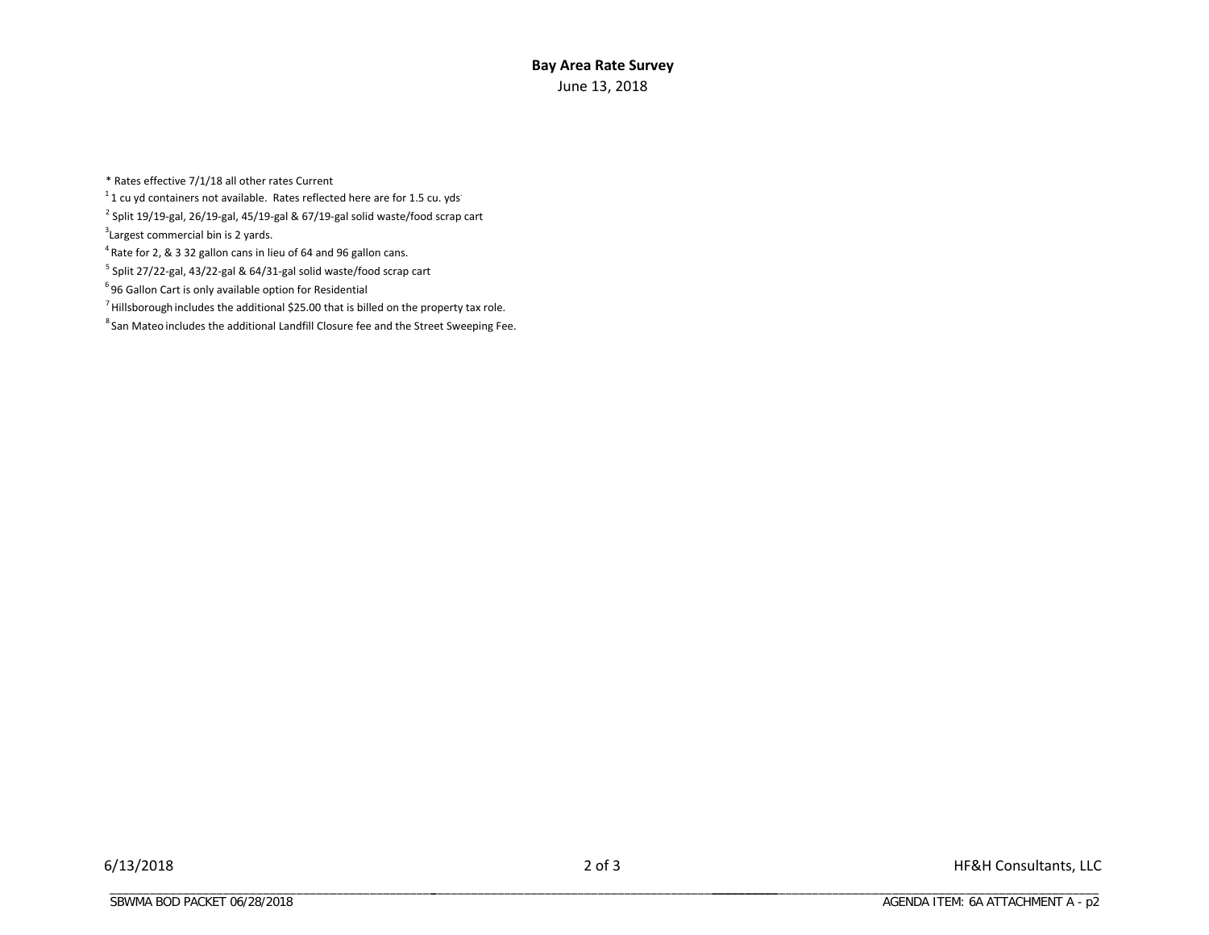**Bay Area Rate Survey**

June 13, 2018

* Rates effective 7/1/18 all other rates Current

[1] 1 cu yd containers not available. Rates reflected here are for 1.5 cu. yds.

[2] Split 19/19-gal, 26/19-gal, 45/19-gal & 67/19-gal solid waste/food scrap cart

[3] Largest commercial bin is 2 yards.

[4] Rate for 2, & 3 32 gallon cans in lieu of 64 and 96 gallon cans.

[5] Split 27/22-gal, 43/22-gal & 64/31-gal solid waste/food scrap cart

[6] 96 Gallon Cart is only available option for Residential

[7] Hillsborough includes the additional $25.00 that is billed on the property tax role.

[8] San Mateo includes the additional Landfill Closure fee and the Street Sweeping Fee.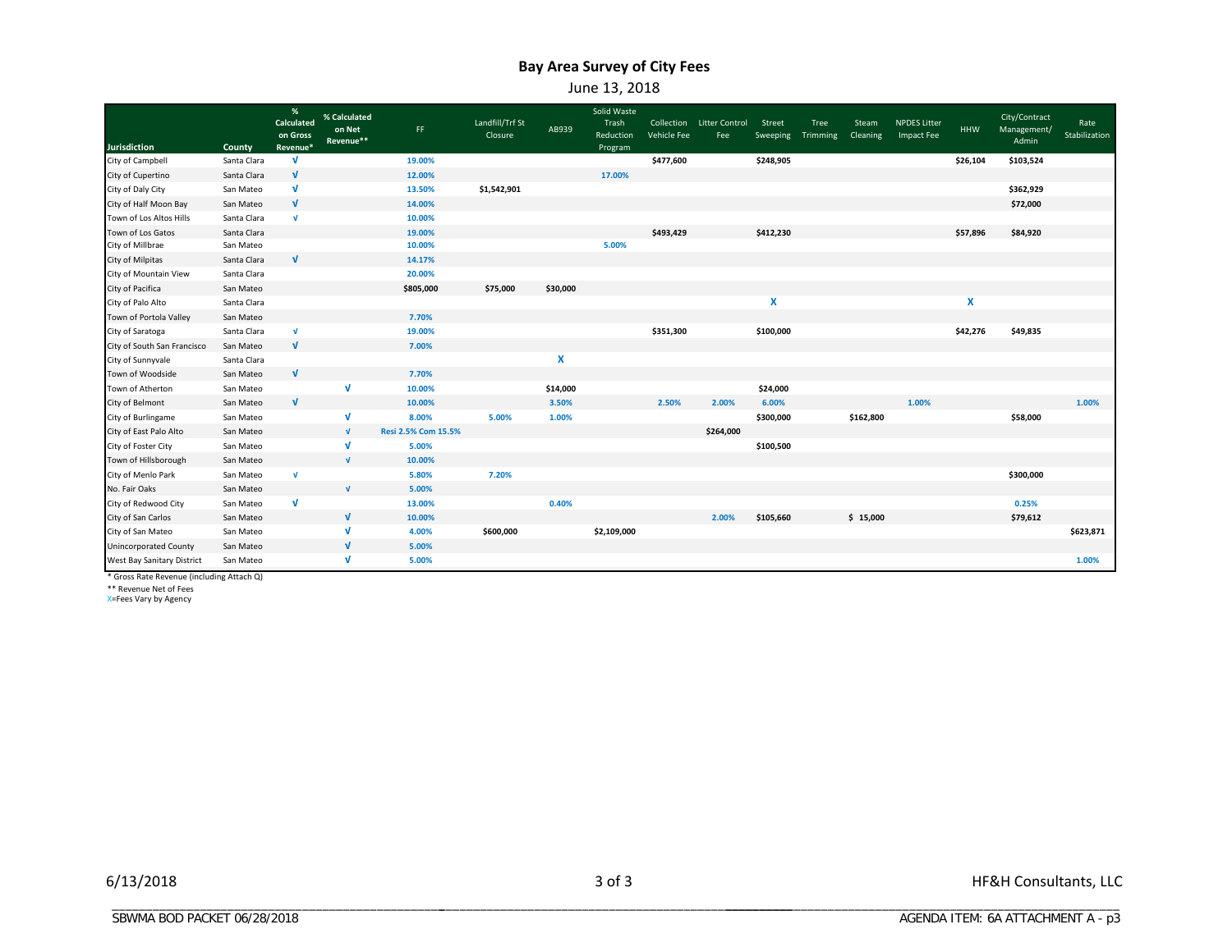## Bay Area Survey of City Fees

June 13, 2018

| Jurisdiction | County | % Calculated on Gross Revenue* | % Calculated on Net Revenue** | FF | Landfill/Trf St Closure | AB939 | Solid Waste Trash Reduction Program | Collection Vehicle Fee | Litter Control Fee | Street Sweeping | Tree Trimming | Steam Cleaning | NPDES Litter Impact Fee | HHW | City/Contract Management/ Admin | Rate Stabilization |
|---|---|---|---|---|---|---|---|---|---|---|---|---|---|---|---|---|
| City of Campbell | Santa Clara | √ | | 19.00% | | | | $477,600 | | $248,905 | | | | $26,104 | $103,524 | |
| City of Cupertino | Santa Clara | √ | | 12.00% | | | 17.00% | | | | | | | | | |
| City of Daly City | San Mateo | √ | | 13.50% | $1,542,901 | | | | | | | | | | $362,929 | |
| City of Half Moon Bay | San Mateo | √ | | 14.00% | | | | | | | | | | | $72,000 | |
| Town of Los Altos Hills | Santa Clara | √ | | 10.00% | | | | | | | | | | | | |
| Town of Los Gatos | Santa Clara | | | 19.00% | | | | $493,429 | | $412,230 | | | | $57,896 | $84,920 | |
| City of Millbrae | San Mateo | | | 10.00% | | | 5.00% | | | | | | | | | |
| City of Milpitas | Santa Clara | √ | | 14.17% | | | | | | | | | | | | |
| City of Mountain View | Santa Clara | | | 20.00% | | | | | | | | | | | | |
| City of Pacifica | San Mateo | | | $805,000 | $75,000 | $30,000 | | | | | | | | | | |
| City of Palo Alto | Santa Clara | | | | | | | | | X | | | | X | | |
| Town of Portola Valley | San Mateo | | | 7.70% | | | | | | | | | | | | |
| City of Saratoga | Santa Clara | √ | | 19.00% | | | | $351,300 | | $100,000 | | | | $42,276 | $49,835 | |
| City of South San Francisco | San Mateo | √ | | 7.00% | | | | | | | | | | | | |
| City of Sunnyvale | Santa Clara | | | | | X | | | | | | | | | | |
| Town of Woodside | San Mateo | √ | | 7.70% | | | | | | | | | | | | |
| Town of Atherton | San Mateo | | √ | 10.00% | | $14,000 | | | | $24,000 | | | | | | |
| City of Belmont | San Mateo | √ | | 10.00% | | 3.50% | | 2.50% | 2.00% | 6.00% | | | 1.00% | | | 1.00% |
| City of Burlingame | San Mateo | | √ | 8.00% | 5.00% | 1.00% | | | | $300,000 | | $162,800 | | | $58,000 | |
| City of East Palo Alto | San Mateo | | √ | Resi 2.5% Com 15.5% | | | | | $264,000 | | | | | | | |
| City of Foster City | San Mateo | | √ | 5.00% | | | | | | $100,500 | | | | | | |
| Town of Hillsborough | San Mateo | | √ | 10.00% | | | | | | | | | | | | |
| City of Menlo Park | San Mateo | √ | | 5.80% | 7.20% | | | | | | | | | | $300,000 | |
| No. Fair Oaks | San Mateo | | √ | 5.00% | | | | | | | | | | | | |
| City of Redwood City | San Mateo | √ | | 13.00% | | 0.40% | | | | | | | | | 0.25% | |
| City of San Carlos | San Mateo | | √ | 10.00% | | | | | 2.00% | $105,660 | | $ 15,000 | | | $79,612 | |
| City of San Mateo | San Mateo | | √ | 4.00% | $600,000 | | $2,109,000 | | | | | | | | | $623,871 |
| Unincorporated County | San Mateo | | √ | 5.00% | | | | | | | | | | | | |
| West Bay Sanitary District | San Mateo | | √ | 5.00% | | | | | | | | | | | | 1.00% |

\* Gross Rate Revenue (including Attach Q)

\** Revenue Net of Fees

X=Fees Vary by Agency